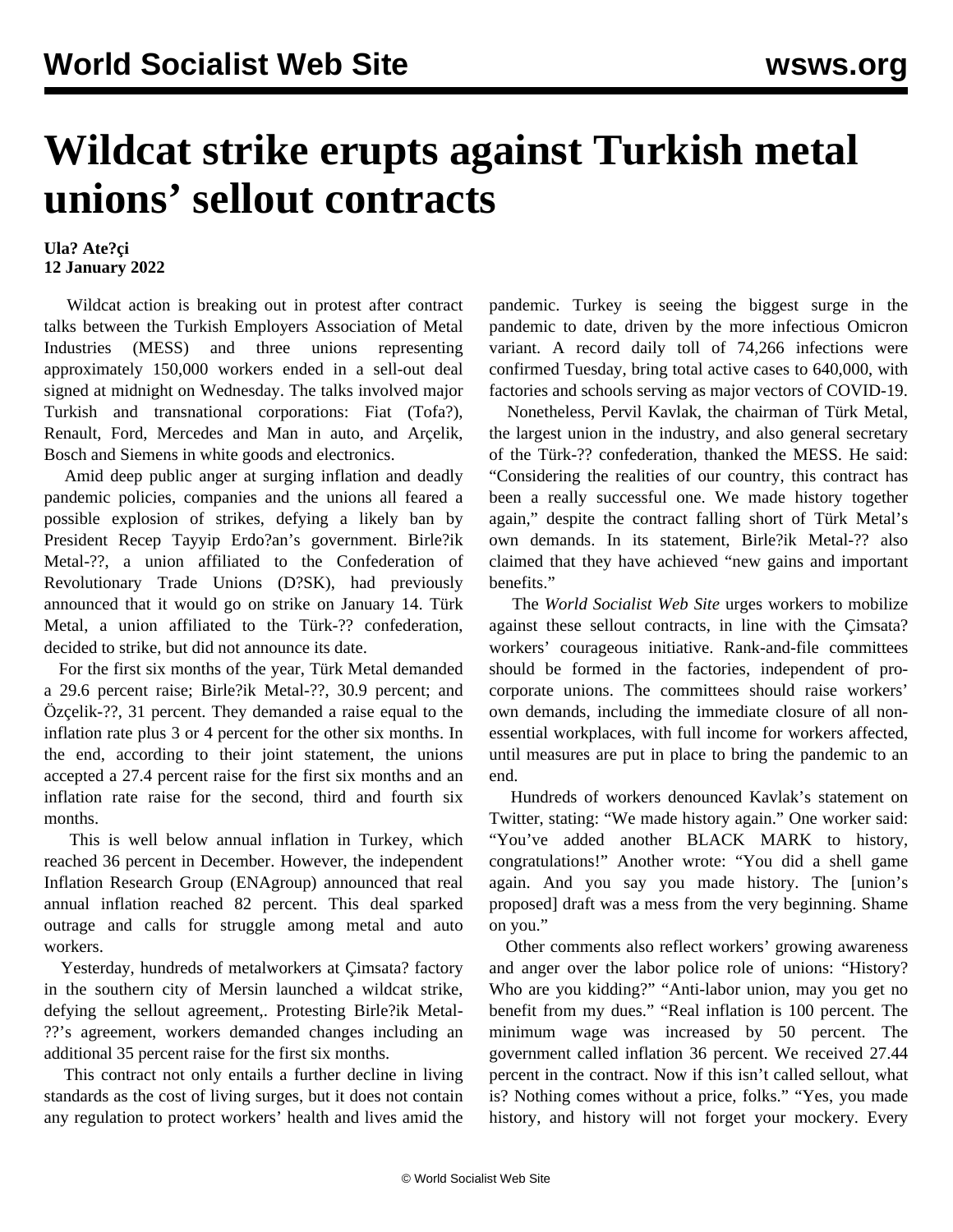# Wildcat strike erupts against Turkish metal unions' sellout contracts

**Ula? Ate?çi**
**12 January 2022**

Wildcat action is breaking out in protest after contract talks between the Turkish Employers Association of Metal Industries (MESS) and three unions representing approximately 150,000 workers ended in a sell-out deal signed at midnight on Wednesday. The talks involved major Turkish and transnational corporations: Fiat (Tofa?), Renault, Ford, Mercedes and Man in auto, and Arçelik, Bosch and Siemens in white goods and electronics.

Amid deep public anger at surging inflation and deadly pandemic policies, companies and the unions all feared a possible explosion of strikes, defying a likely ban by President Recep Tayyip Erdo?an's government. Birle?ik Metal-??, a union affiliated to the Confederation of Revolutionary Trade Unions (D?SK), had previously announced that it would go on strike on January 14. Türk Metal, a union affiliated to the Türk-?? confederation, decided to strike, but did not announce its date.

For the first six months of the year, Türk Metal demanded a 29.6 percent raise; Birle?ik Metal-??, 30.9 percent; and Özçelik-??, 31 percent. They demanded a raise equal to the inflation rate plus 3 or 4 percent for the other six months. In the end, according to their joint statement, the unions accepted a 27.4 percent raise for the first six months and an inflation rate raise for the second, third and fourth six months.

This is well below annual inflation in Turkey, which reached 36 percent in December. However, the independent Inflation Research Group (ENAgroup) announced that real annual inflation reached 82 percent. This deal sparked outrage and calls for struggle among metal and auto workers.

Yesterday, hundreds of metalworkers at Çimsata? factory in the southern city of Mersin launched a wildcat strike, defying the sellout agreement,. Protesting Birle?ik Metal-??'s agreement, workers demanded changes including an additional 35 percent raise for the first six months.

This contract not only entails a further decline in living standards as the cost of living surges, but it does not contain any regulation to protect workers' health and lives amid the pandemic. Turkey is seeing the biggest surge in the pandemic to date, driven by the more infectious Omicron variant. A record daily toll of 74,266 infections were confirmed Tuesday, bring total active cases to 640,000, with factories and schools serving as major vectors of COVID-19.

Nonetheless, Pervil Kavlak, the chairman of Türk Metal, the largest union in the industry, and also general secretary of the Türk-?? confederation, thanked the MESS. He said: "Considering the realities of our country, this contract has been a really successful one. We made history together again," despite the contract falling short of Türk Metal's own demands. In its statement, Birle?ik Metal-?? also claimed that they have achieved "new gains and important benefits."

The *World Socialist Web Site* urges workers to mobilize against these sellout contracts, in line with the Çimsata? workers' courageous initiative. Rank-and-file committees should be formed in the factories, independent of pro-corporate unions. The committees should raise workers' own demands, including the immediate closure of all non-essential workplaces, with full income for workers affected, until measures are put in place to bring the pandemic to an end.

Hundreds of workers denounced Kavlak's statement on Twitter, stating: "We made history again." One worker said: "You've added another BLACK MARK to history, congratulations!" Another wrote: "You did a shell game again. And you say you made history. The [union's proposed] draft was a mess from the very beginning. Shame on you."

Other comments also reflect workers' growing awareness and anger over the labor police role of unions: "History? Who are you kidding?" "Anti-labor union, may you get no benefit from my dues." "Real inflation is 100 percent. The minimum wage was increased by 50 percent. The government called inflation 36 percent. We received 27.44 percent in the contract. Now if this isn't called sellout, what is? Nothing comes without a price, folks." "Yes, you made history, and history will not forget your mockery. Every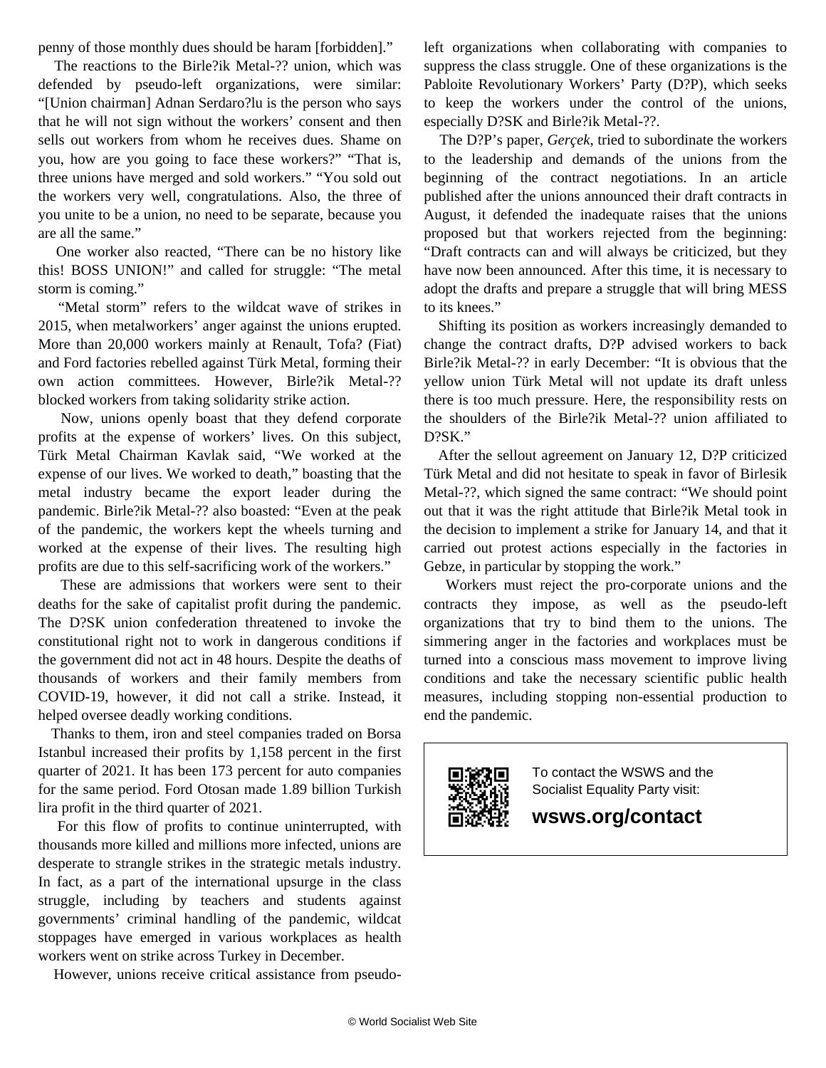penny of those monthly dues should be haram [forbidden].”

The reactions to the Birle?ik Metal-?? union, which was defended by pseudo-left organizations, were similar: “[Union chairman] Adnan Serdaro?lu is the person who says that he will not sign without the workers’ consent and then sells out workers from whom he receives dues. Shame on you, how are you going to face these workers?” “That is, three unions have merged and sold workers.” “You sold out the workers very well, congratulations. Also, the three of you unite to be a union, no need to be separate, because you are all the same.”

One worker also reacted, “There can be no history like this! BOSS UNION!” and called for struggle: “The metal storm is coming.”

“Metal storm” refers to the wildcat wave of strikes in 2015, when metalworkers’ anger against the unions erupted. More than 20,000 workers mainly at Renault, Tofa? (Fiat) and Ford factories rebelled against Türk Metal, forming their own action committees. However, Birle?ik Metal-?? blocked workers from taking solidarity strike action.

Now, unions openly boast that they defend corporate profits at the expense of workers’ lives. On this subject, Türk Metal Chairman Kavlak said, “We worked at the expense of our lives. We worked to death,” boasting that the metal industry became the export leader during the pandemic. Birle?ik Metal-?? also boasted: “Even at the peak of the pandemic, the workers kept the wheels turning and worked at the expense of their lives. The resulting high profits are due to this self-sacrificing work of the workers.”

These are admissions that workers were sent to their deaths for the sake of capitalist profit during the pandemic. The D?SK union confederation threatened to invoke the constitutional right not to work in dangerous conditions if the government did not act in 48 hours. Despite the deaths of thousands of workers and their family members from COVID-19, however, it did not call a strike. Instead, it helped oversee deadly working conditions.

Thanks to them, iron and steel companies traded on Borsa Istanbul increased their profits by 1,158 percent in the first quarter of 2021. It has been 173 percent for auto companies for the same period. Ford Otosan made 1.89 billion Turkish lira profit in the third quarter of 2021.

For this flow of profits to continue uninterrupted, with thousands more killed and millions more infected, unions are desperate to strangle strikes in the strategic metals industry. In fact, as a part of the international upsurge in the class struggle, including by teachers and students against governments’ criminal handling of the pandemic, wildcat stoppages have emerged in various workplaces as health workers went on strike across Turkey in December.

However, unions receive critical assistance from pseudo-left organizations when collaborating with companies to suppress the class struggle. One of these organizations is the Pabloite Revolutionary Workers’ Party (D?P), which seeks to keep the workers under the control of the unions, especially D?SK and Birle?ik Metal-??.

The D?P’s paper, *Gerçek*, tried to subordinate the workers to the leadership and demands of the unions from the beginning of the contract negotiations. In an article published after the unions announced their draft contracts in August, it defended the inadequate raises that the unions proposed but that workers rejected from the beginning: “Draft contracts can and will always be criticized, but they have now been announced. After this time, it is necessary to adopt the drafts and prepare a struggle that will bring MESS to its knees.”

Shifting its position as workers increasingly demanded to change the contract drafts, D?P advised workers to back Birle?ik Metal-?? in early December: “It is obvious that the yellow union Türk Metal will not update its draft unless there is too much pressure. Here, the responsibility rests on the shoulders of the Birle?ik Metal-?? union affiliated to D?SK.”

After the sellout agreement on January 12, D?P criticized Türk Metal and did not hesitate to speak in favor of Birlesik Metal-??, which signed the same contract: “We should point out that it was the right attitude that Birle?ik Metal took in the decision to implement a strike for January 14, and that it carried out protest actions especially in the factories in Gebze, in particular by stopping the work.”

Workers must reject the pro-corporate unions and the contracts they impose, as well as the pseudo-left organizations that try to bind them to the unions. The simmering anger in the factories and workplaces must be turned into a conscious mass movement to improve living conditions and take the necessary scientific public health measures, including stopping non-essential production to end the pandemic.

To contact the WSWS and the Socialist Equality Party visit:

**wsws.org/contact**